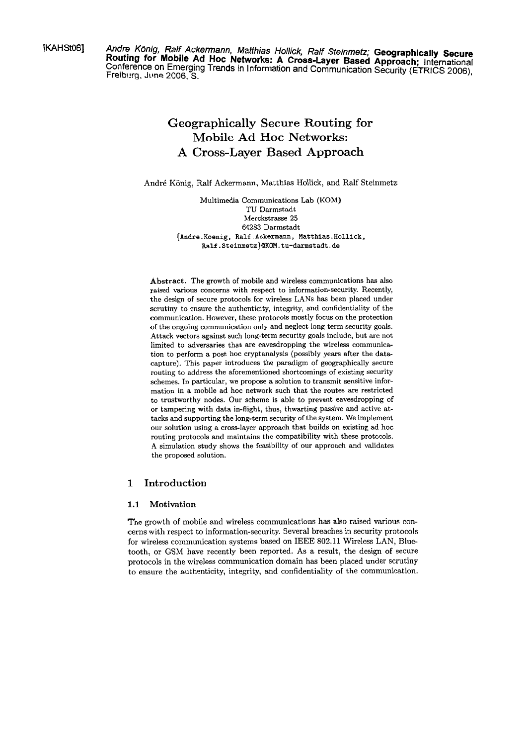[KAHSt06] *Andre König, Ralf Ackermann, Matthias Hollick, Ralf Steinmetz;* **Geographically Secure Routing for Mobile Ad Hoc Networks: A Cross-Layer Based Approach;** International Conference on Emerging Trends in Information and Communication Security (ETRICS 2006), Freiburg, June 2006, S.

# Geographically Secure Routing for Mobile Ad Hoc Networks: A Cross-Layer Based Approach

André König, Ralf Ackermann, Matthias Hollick, and Ralf Steinmetz

Multimedia Communications Lab (KOM)
TU Darmstadt
Merckstrasse 25
64283 Darmstadt
{Andre.Koenig, Ralf.Ackermann, Matthias.Hollick, Ralf.Steinmetz}@KOM.tu-darmstadt.de

**Abstract.** The growth of mobile and wireless communications has also raised various concerns with respect to information-security. Recently, the design of secure protocols for wireless LANs has been placed under scrutiny to ensure the authenticity, integrity, and confidentiality of the communication. However, these protocols mostly focus on the protection of the ongoing communication only and neglect long-term security goals. Attack vectors against such long-term security goals include, but are not limited to adversaries that are eavesdropping the wireless communication to perform a post hoc cryptanalysis (possibly years after the data-capture). This paper introduces the paradigm of geographically secure routing to address the aforementioned shortcomings of existing security schemes. In particular, we propose a solution to transmit sensitive information in a mobile ad hoc network such that the routes are restricted to trustworthy nodes. Our scheme is able to prevent eavesdropping of or tampering with data in-flight, thus, thwarting passive and active attacks and supporting the long-term security of the system. We implement our solution using a cross-layer approach that builds on existing ad hoc routing protocols and maintains the compatibility with these protocols. A simulation study shows the feasibility of our approach and validates the proposed solution.

## 1 Introduction

### 1.1 Motivation

The growth of mobile and wireless communications has also raised various concerns with respect to information-security. Several breaches in security protocols for wireless communication systems based on IEEE 802.11 Wireless LAN, Bluetooth, or GSM have recently been reported. As a result, the design of secure protocols in the wireless communication domain has been placed under scrutiny to ensure the authenticity, integrity, and confidentiality of the communication.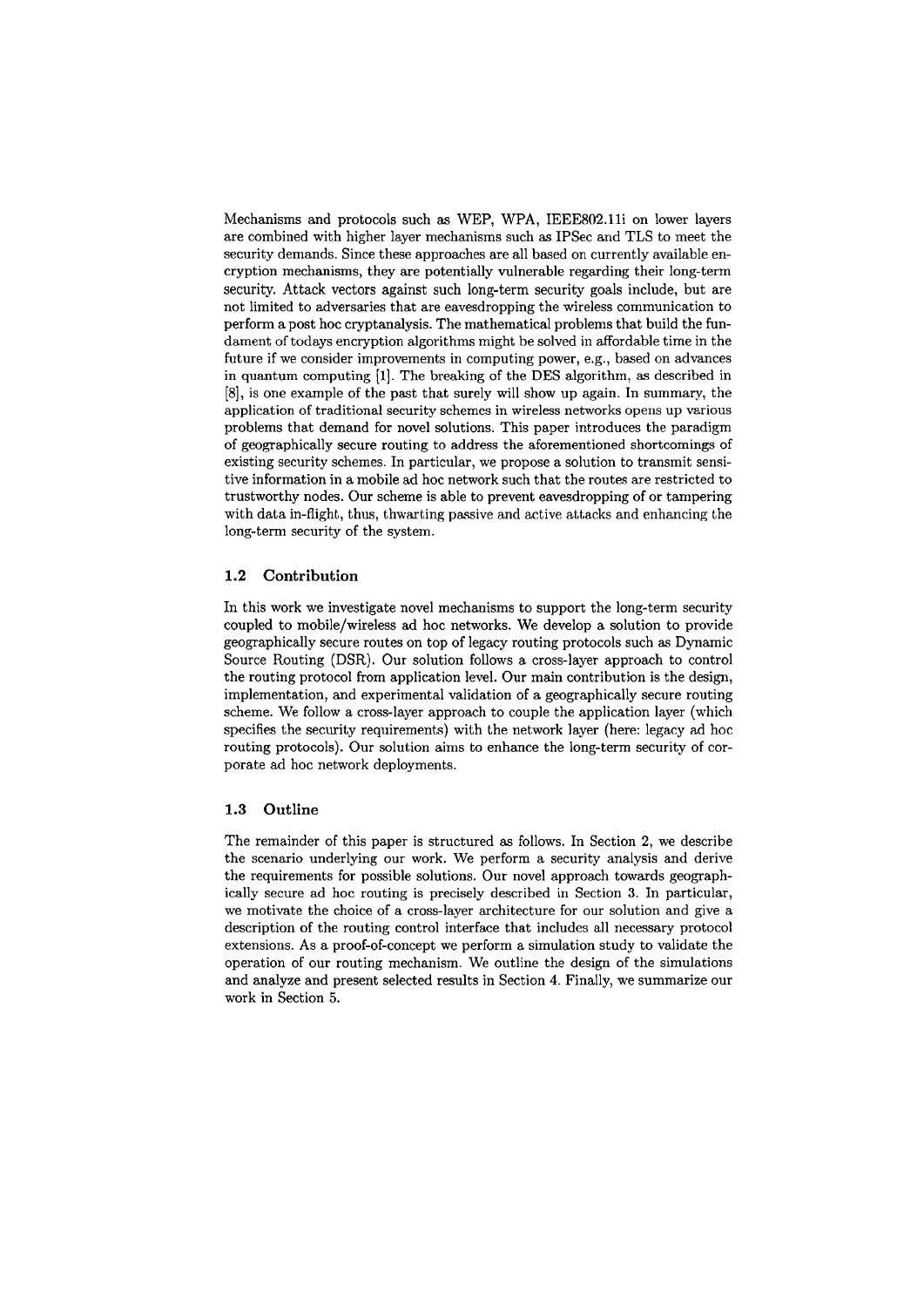Mechanisms and protocols such as WEP, WPA, IEEE802.11i on lower layers are combined with higher layer mechanisms such as IPSec and TLS to meet the security demands. Since these approaches are all based on currently available encryption mechanisms, they are potentially vulnerable regarding their long-term security. Attack vectors against such long-term security goals include, but are not limited to adversaries that are eavesdropping the wireless communication to perform a post hoc cryptanalysis. The mathematical problems that build the fundament of todays encryption algorithms might be solved in affordable time in the future if we consider improvements in computing power, e.g., based on advances in quantum computing [1]. The breaking of the DES algorithm, as described in [8], is one example of the past that surely will show up again. In summary, the application of traditional security schemes in wireless networks opens up various problems that demand for novel solutions. This paper introduces the paradigm of geographically secure routing to address the aforementioned shortcomings of existing security schemes. In particular, we propose a solution to transmit sensitive information in a mobile ad hoc network such that the routes are restricted to trustworthy nodes. Our scheme is able to prevent eavesdropping of or tampering with data in-flight, thus, thwarting passive and active attacks and enhancing the long-term security of the system.

### 1.2 Contribution

In this work we investigate novel mechanisms to support the long-term security coupled to mobile/wireless ad hoc networks. We develop a solution to provide geographically secure routes on top of legacy routing protocols such as Dynamic Source Routing (DSR). Our solution follows a cross-layer approach to control the routing protocol from application level. Our main contribution is the design, implementation, and experimental validation of a geographically secure routing scheme. We follow a cross-layer approach to couple the application layer (which specifies the security requirements) with the network layer (here: legacy ad hoc routing protocols). Our solution aims to enhance the long-term security of corporate ad hoc network deployments.

### 1.3 Outline

The remainder of this paper is structured as follows. In Section 2, we describe the scenario underlying our work. We perform a security analysis and derive the requirements for possible solutions. Our novel approach towards geographically secure ad hoc routing is precisely described in Section 3. In particular, we motivate the choice of a cross-layer architecture for our solution and give a description of the routing control interface that includes all necessary protocol extensions. As a proof-of-concept we perform a simulation study to validate the operation of our routing mechanism. We outline the design of the simulations and analyze and present selected results in Section 4. Finally, we summarize our work in Section 5.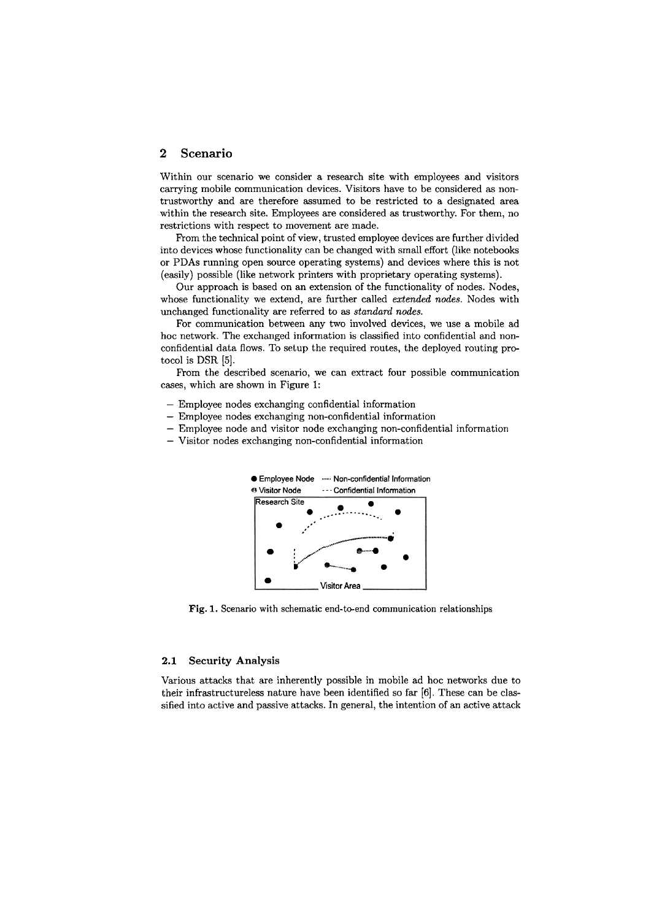## 2 Scenario

Within our scenario we consider a research site with employees and visitors carrying mobile communication devices. Visitors have to be considered as non-trustworthy and are therefore assumed to be restricted to a designated area within the research site. Employees are considered as trustworthy. For them, no restrictions with respect to movement are made.

From the technical point of view, trusted employee devices are further divided into devices whose functionality can be changed with small effort (like notebooks or PDAs running open source operating systems) and devices where this is not (easily) possible (like network printers with proprietary operating systems).

Our approach is based on an extension of the functionality of nodes. Nodes, whose functionality we extend, are further called *extended nodes*. Nodes with unchanged functionality are referred to as *standard nodes*.

For communication between any two involved devices, we use a mobile ad hoc network. The exchanged information is classified into confidential and non-confidential data flows. To setup the required routes, the deployed routing protocol is DSR [5].

From the described scenario, we can extract four possible communication cases, which are shown in Figure 1:

- Employee nodes exchanging confidential information
- Employee nodes exchanging non-confidential information
- Employee node and visitor node exchanging non-confidential information
- Visitor nodes exchanging non-confidential information

**Fig. 1.** Scenario with schematic end-to-end communication relationships

### 2.1 Security Analysis

Various attacks that are inherently possible in mobile ad hoc networks due to their infrastructureless nature have been identified so far [6]. These can be classified into active and passive attacks. In general, the intention of an active attack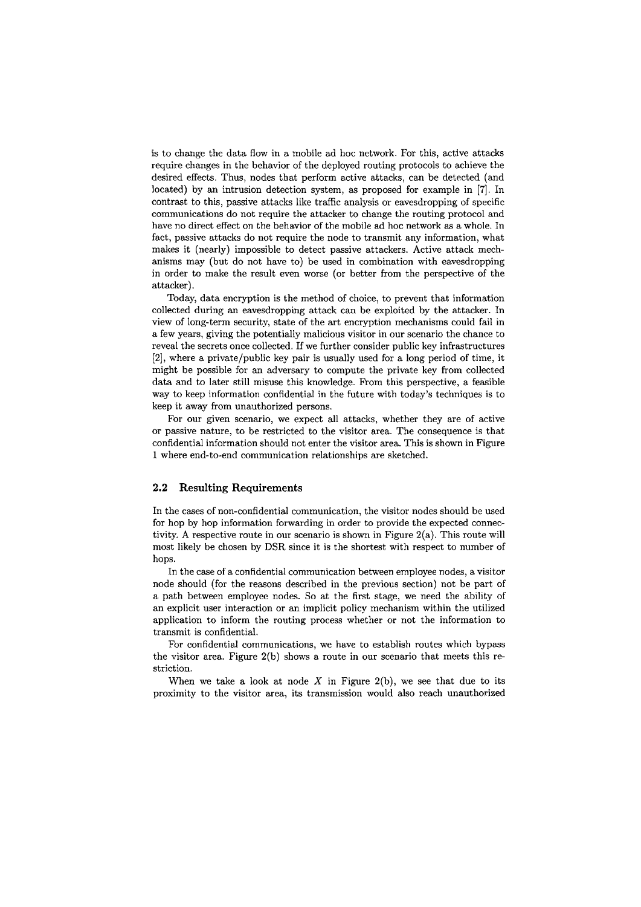is to change the data flow in a mobile ad hoc network. For this, active attacks require changes in the behavior of the deployed routing protocols to achieve the desired effects. Thus, nodes that perform active attacks, can be detected (and located) by an intrusion detection system, as proposed for example in [7]. In contrast to this, passive attacks like traffic analysis or eavesdropping of specific communications do not require the attacker to change the routing protocol and have no direct effect on the behavior of the mobile ad hoc network as a whole. In fact, passive attacks do not require the node to transmit any information, what makes it (nearly) impossible to detect passive attackers. Active attack mechanisms may (but do not have to) be used in combination with eavesdropping in order to make the result even worse (or better from the perspective of the attacker).

Today, data encryption is the method of choice, to prevent that information collected during an eavesdropping attack can be exploited by the attacker. In view of long-term security, state of the art encryption mechanisms could fail in a few years, giving the potentially malicious visitor in our scenario the chance to reveal the secrets once collected. If we further consider public key infrastructures [2], where a private/public key pair is usually used for a long period of time, it might be possible for an adversary to compute the private key from collected data and to later still misuse this knowledge. From this perspective, a feasible way to keep information confidential in the future with today's techniques is to keep it away from unauthorized persons.

For our given scenario, we expect all attacks, whether they are of active or passive nature, to be restricted to the visitor area. The consequence is that confidential information should not enter the visitor area. This is shown in Figure 1 where end-to-end communication relationships are sketched.

### 2.2 Resulting Requirements

In the cases of non-confidential communication, the visitor nodes should be used for hop by hop information forwarding in order to provide the expected connectivity. A respective route in our scenario is shown in Figure 2(a). This route will most likely be chosen by DSR since it is the shortest with respect to number of hops.

In the case of a confidential communication between employee nodes, a visitor node should (for the reasons described in the previous section) not be part of a path between employee nodes. So at the first stage, we need the ability of an explicit user interaction or an implicit policy mechanism within the utilized application to inform the routing process whether or not the information to transmit is confidential.

For confidential communications, we have to establish routes which bypass the visitor area. Figure 2(b) shows a route in our scenario that meets this restriction.

When we take a look at node $X$ in Figure 2(b), we see that due to its proximity to the visitor area, its transmission would also reach unauthorized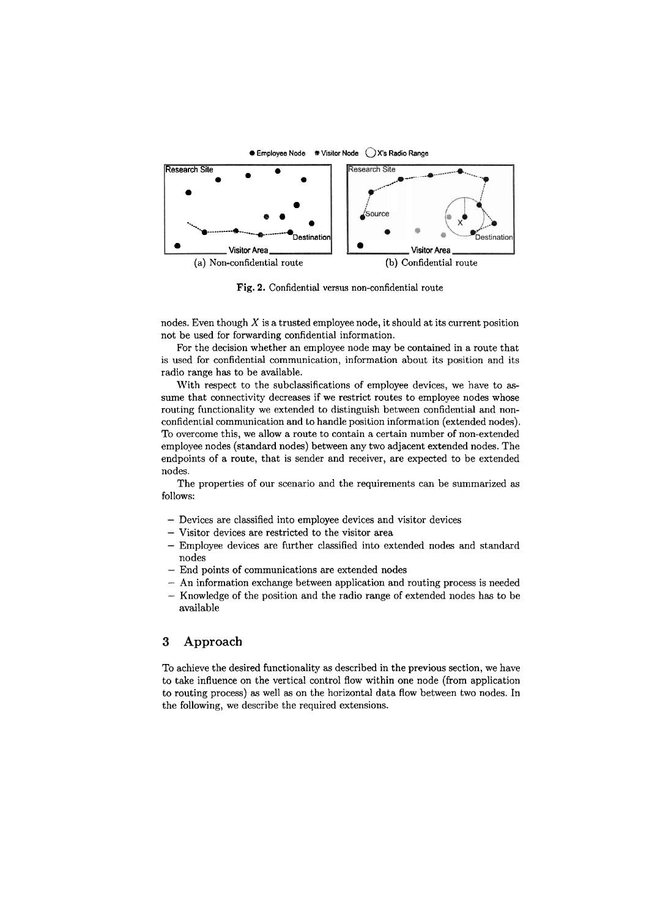Fig. 2. Confidential versus non-confidential route

nodes. Even though $X$ is a trusted employee node, it should at its current position not be used for forwarding confidential information.

For the decision whether an employee node may be contained in a route that is used for confidential communication, information about its position and its radio range has to be available.

With respect to the subclassifications of employee devices, we have to assume that connectivity decreases if we restrict routes to employee nodes whose routing functionality we extended to distinguish between confidential and non-confidential communication and to handle position information (extended nodes). To overcome this, we allow a route to contain a certain number of non-extended employee nodes (standard nodes) between any two adjacent extended nodes. The endpoints of a route, that is sender and receiver, are expected to be extended nodes.

The properties of our scenario and the requirements can be summarized as follows:

- Devices are classified into employee devices and visitor devices
- Visitor devices are restricted to the visitor area
- Employee devices are further classified into extended nodes and standard nodes
- End points of communications are extended nodes
- An information exchange between application and routing process is needed
- Knowledge of the position and the radio range of extended nodes has to be available

## 3 Approach

To achieve the desired functionality as described in the previous section, we have to take influence on the vertical control flow within one node (from application to routing process) as well as on the horizontal data flow between two nodes. In the following, we describe the required extensions.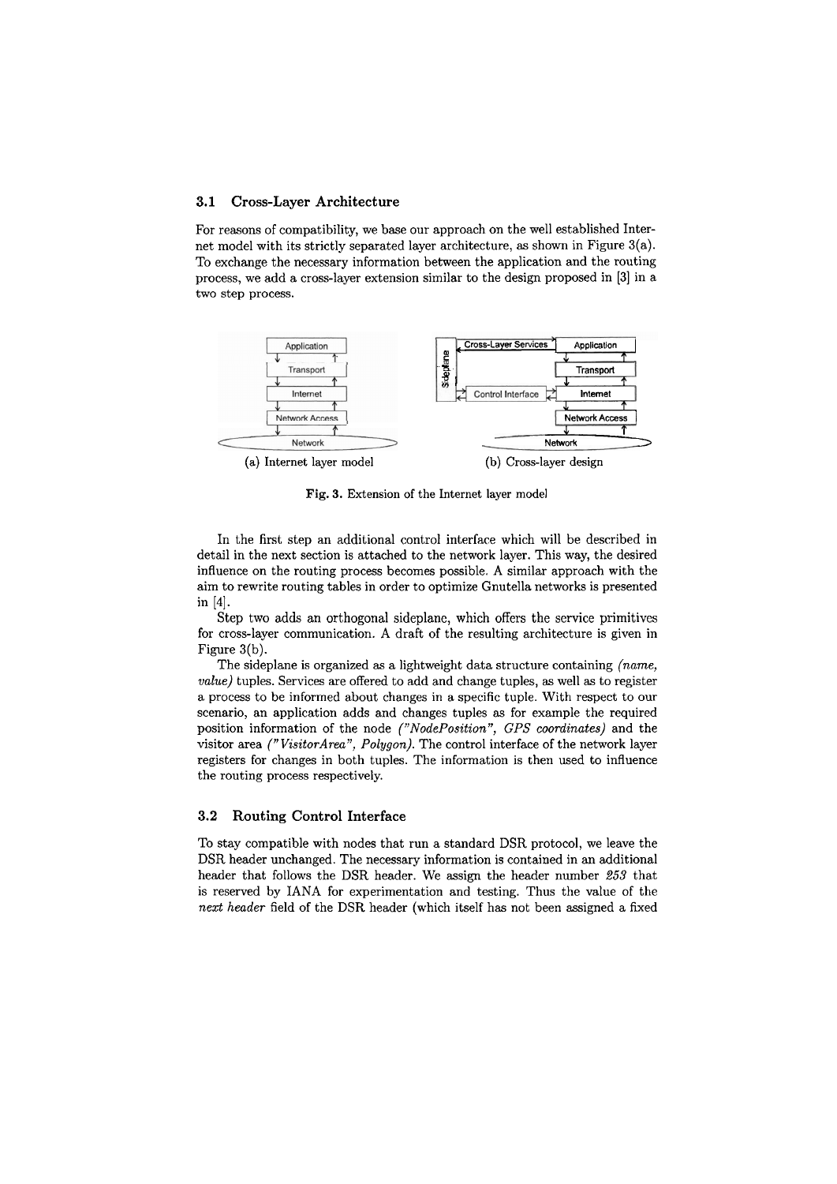### 3.1 Cross-Layer Architecture

For reasons of compatibility, we base our approach on the well established Internet model with its strictly separated layer architecture, as shown in Figure 3(a). To exchange the necessary information between the application and the routing process, we add a cross-layer extension similar to the design proposed in [3] in a two step process.

(a) Internet layer model (b) Cross-layer design

**Fig. 3.** Extension of the Internet layer model

In the first step an additional control interface which will be described in detail in the next section is attached to the network layer. This way, the desired influence on the routing process becomes possible. A similar approach with the aim to rewrite routing tables in order to optimize Gnutella networks is presented in [4].

Step two adds an orthogonal sideplane, which offers the service primitives for cross-layer communication. A draft of the resulting architecture is given in Figure 3(b).

The sideplane is organized as a lightweight data structure containing *(name, value)* tuples. Services are offered to add and change tuples, as well as to register a process to be informed about changes in a specific tuple. With respect to our scenario, an application adds and changes tuples as for example the required position information of the node *("NodePosition", GPS coordinates)* and the visitor area *("VisitorArea", Polygon)*. The control interface of the network layer registers for changes in both tuples. The information is then used to influence the routing process respectively.

### 3.2 Routing Control Interface

To stay compatible with nodes that run a standard DSR protocol, we leave the DSR header unchanged. The necessary information is contained in an additional header that follows the DSR header. We assign the header number *253* that is reserved by IANA for experimentation and testing. Thus the value of the *next header* field of the DSR header (which itself has not been assigned a fixed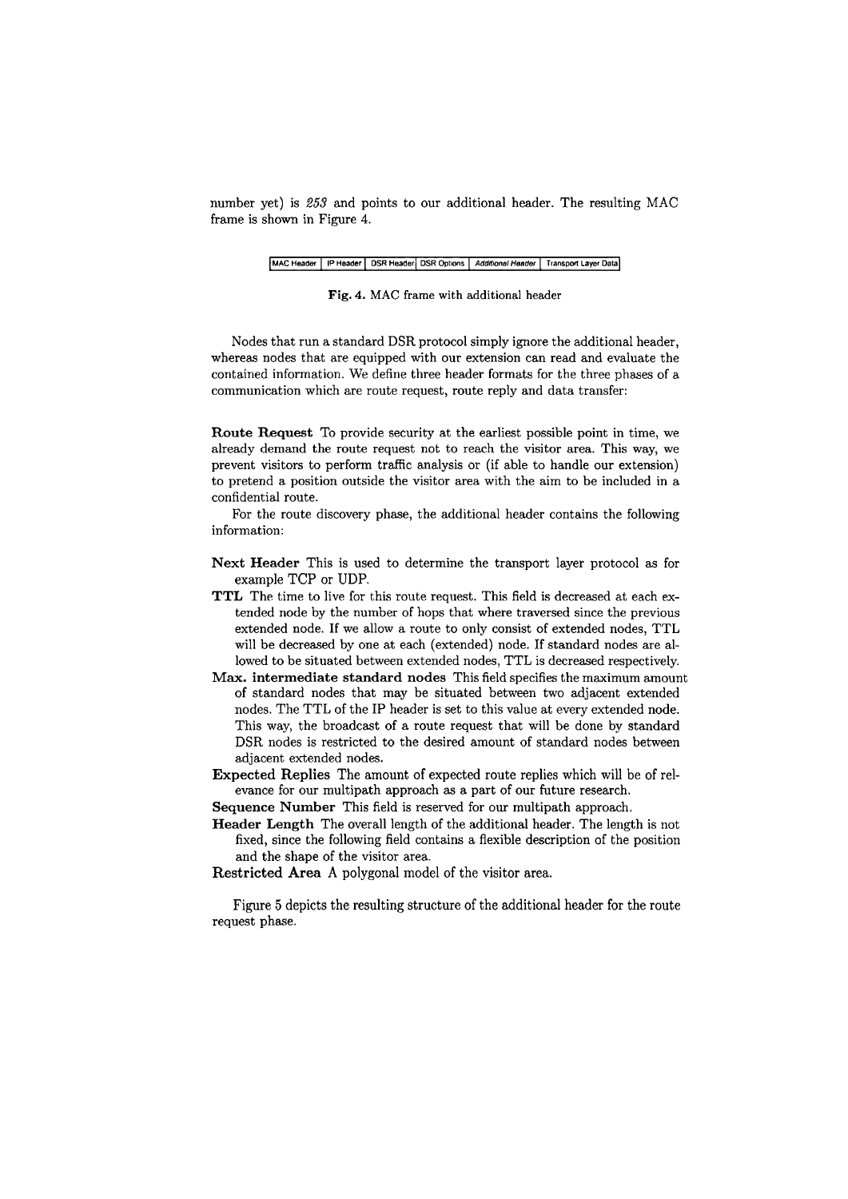number yet) is *253* and points to our additional header. The resulting MAC frame is shown in Figure 4.

| MAC Header | IP Header | DSR Header | DSR Options | *Additional Header* | Transport Layer Data |
|---|---|---|---|---|---|

**Fig. 4.** MAC frame with additional header

Nodes that run a standard DSR protocol simply ignore the additional header, whereas nodes that are equipped with our extension can read and evaluate the contained information. We define three header formats for the three phases of a communication which are route request, route reply and data transfer:

**Route Request** To provide security at the earliest possible point in time, we already demand the route request not to reach the visitor area. This way, we prevent visitors to perform traffic analysis or (if able to handle our extension) to pretend a position outside the visitor area with the aim to be included in a confidential route.

For the route discovery phase, the additional header contains the following information:

**Next Header** This is used to determine the transport layer protocol as for example TCP or UDP.

**TTL** The time to live for this route request. This field is decreased at each extended node by the number of hops that where traversed since the previous extended node. If we allow a route to only consist of extended nodes, TTL will be decreased by one at each (extended) node. If standard nodes are allowed to be situated between extended nodes, TTL is decreased respectively.

**Max. intermediate standard nodes** This field specifies the maximum amount of standard nodes that may be situated between two adjacent extended nodes. The TTL of the IP header is set to this value at every extended node. This way, the broadcast of a route request that will be done by standard DSR nodes is restricted to the desired amount of standard nodes between adjacent extended nodes.

**Expected Replies** The amount of expected route replies which will be of relevance for our multipath approach as a part of our future research.

**Sequence Number** This field is reserved for our multipath approach.

**Header Length** The overall length of the additional header. The length is not fixed, since the following field contains a flexible description of the position and the shape of the visitor area.

**Restricted Area** A polygonal model of the visitor area.

Figure 5 depicts the resulting structure of the additional header for the route request phase.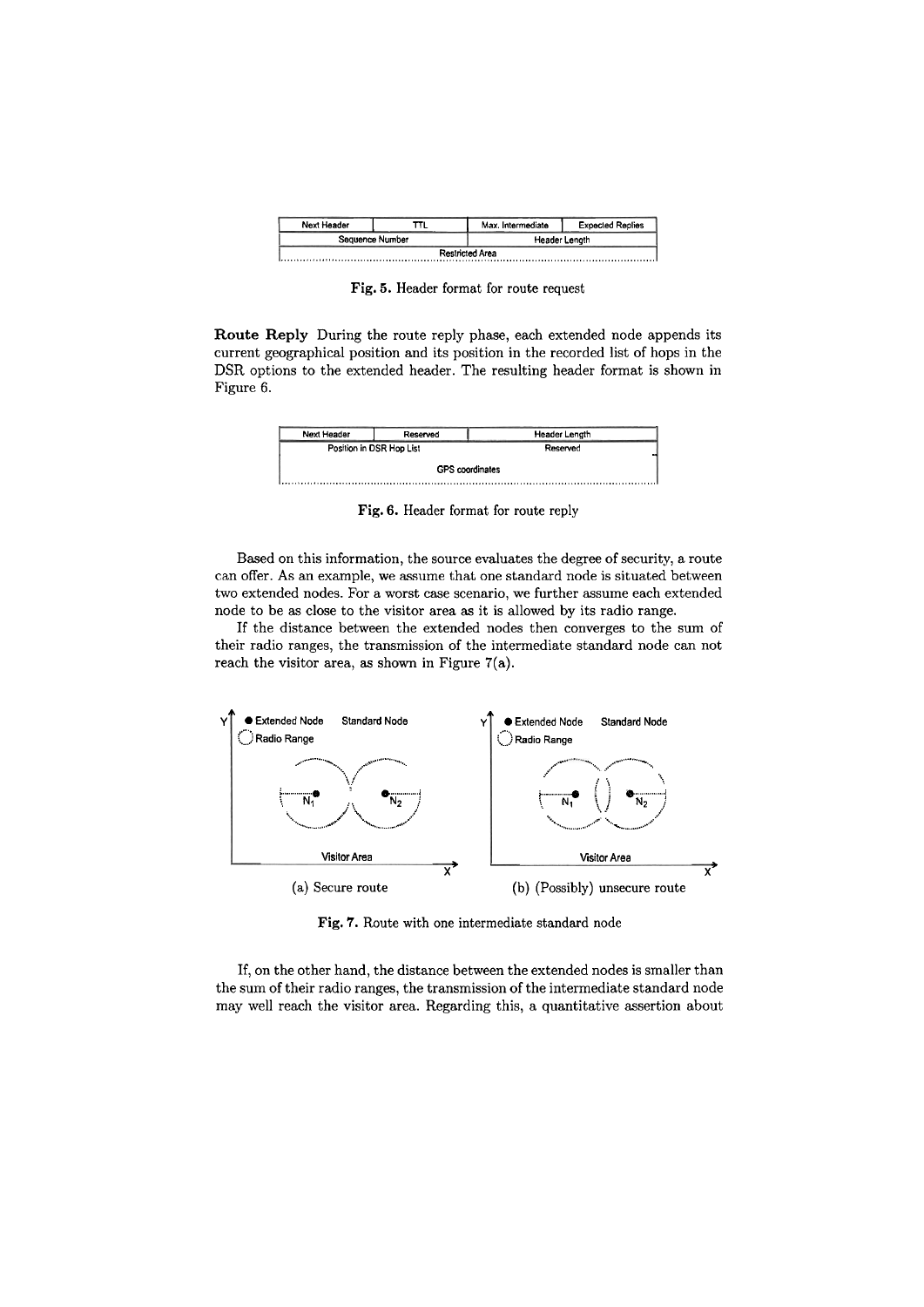| Next Header | TTL | Max. Intermediate | Expected Replies |
|---|---|---|---|
| Sequence Number | | Header Length | |
| Restricted Area | | | |

**Fig. 5.** Header format for route request

**Route Reply** During the route reply phase, each extended node appends its current geographical position and its position in the recorded list of hops in the DSR options to the extended header. The resulting header format is shown in Figure 6.

| Next Header | Reserved | Header Length |
|---|---|---|
| Position in DSR Hop List | | Reserved |
| GPS coordinates | | |

**Fig. 6.** Header format for route reply

Based on this information, the source evaluates the degree of security, a route can offer. As an example, we assume that one standard node is situated between two extended nodes. For a worst case scenario, we further assume each extended node to be as close to the visitor area as it is allowed by its radio range.

If the distance between the extended nodes then converges to the sum of their radio ranges, the transmission of the intermediate standard node can not reach the visitor area, as shown in Figure 7(a).

(a) Secure route

(b) (Possibly) unsecure route

**Fig. 7.** Route with one intermediate standard node

If, on the other hand, the distance between the extended nodes is smaller than the sum of their radio ranges, the transmission of the intermediate standard node may well reach the visitor area. Regarding this, a quantitative assertion about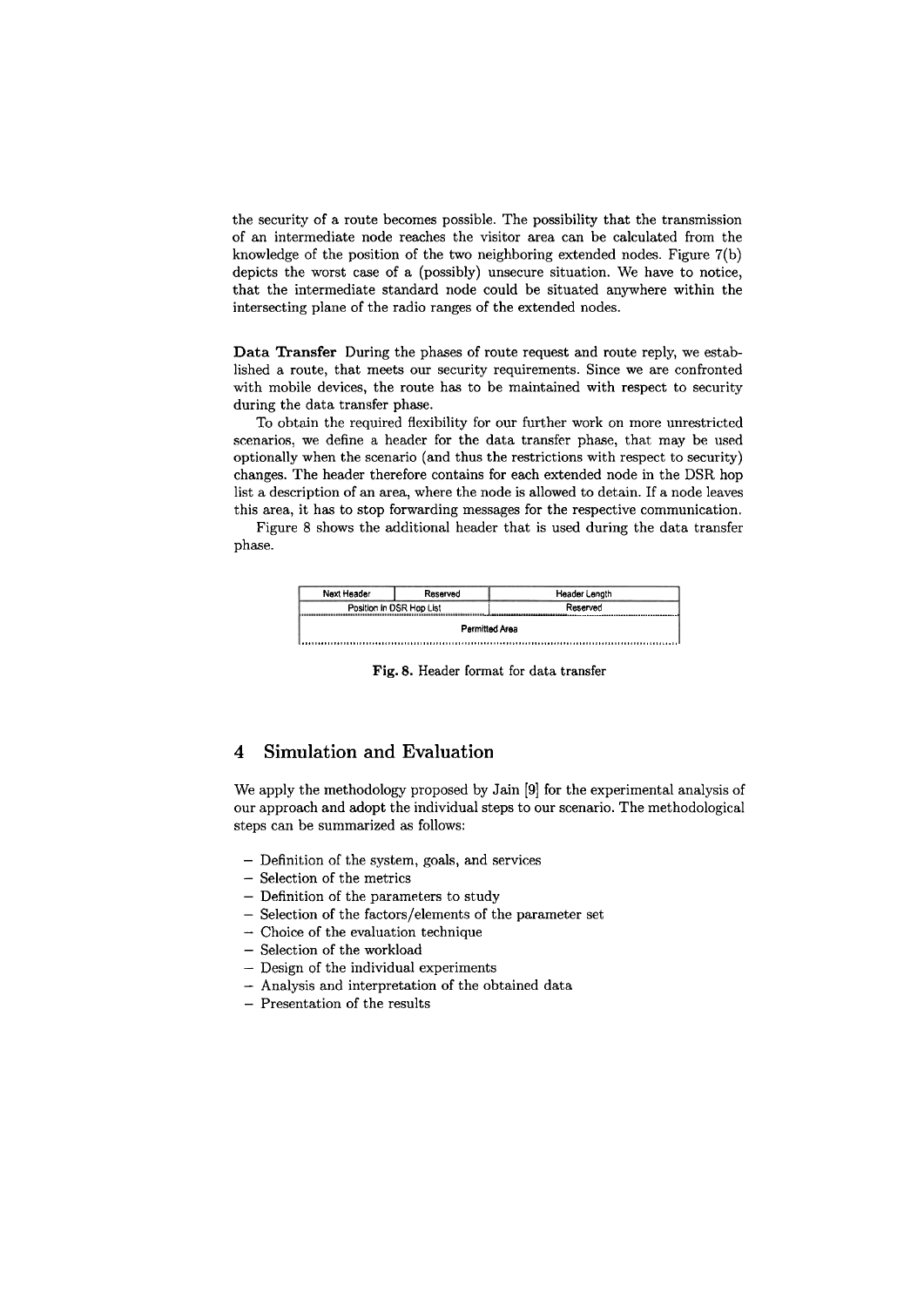the security of a route becomes possible. The possibility that the transmission of an intermediate node reaches the visitor area can be calculated from the knowledge of the position of the two neighboring extended nodes. Figure 7(b) depicts the worst case of a (possibly) unsecure situation. We have to notice, that the intermediate standard node could be situated anywhere within the intersecting plane of the radio ranges of the extended nodes.

**Data Transfer** During the phases of route request and route reply, we established a route, that meets our security requirements. Since we are confronted with mobile devices, the route has to be maintained with respect to security during the data transfer phase.

To obtain the required flexibility for our further work on more unrestricted scenarios, we define a header for the data transfer phase, that may be used optionally when the scenario (and thus the restrictions with respect to security) changes. The header therefore contains for each extended node in the DSR hop list a description of an area, where the node is allowed to detain. If a node leaves this area, it has to stop forwarding messages for the respective communication.

Figure 8 shows the additional header that is used during the data transfer phase.

| Next Header | Reserved | Header Length |
|---|---|---|
| Position in DSR Hop List | | Reserved |
| Permitted Area | | |

**Fig. 8.** Header format for data transfer

## 4 Simulation and Evaluation

We apply the methodology proposed by Jain [9] for the experimental analysis of our approach and adopt the individual steps to our scenario. The methodological steps can be summarized as follows:

- Definition of the system, goals, and services
- Selection of the metrics
- Definition of the parameters to study
- Selection of the factors/elements of the parameter set
- Choice of the evaluation technique
- Selection of the workload
- Design of the individual experiments
- Analysis and interpretation of the obtained data
- Presentation of the results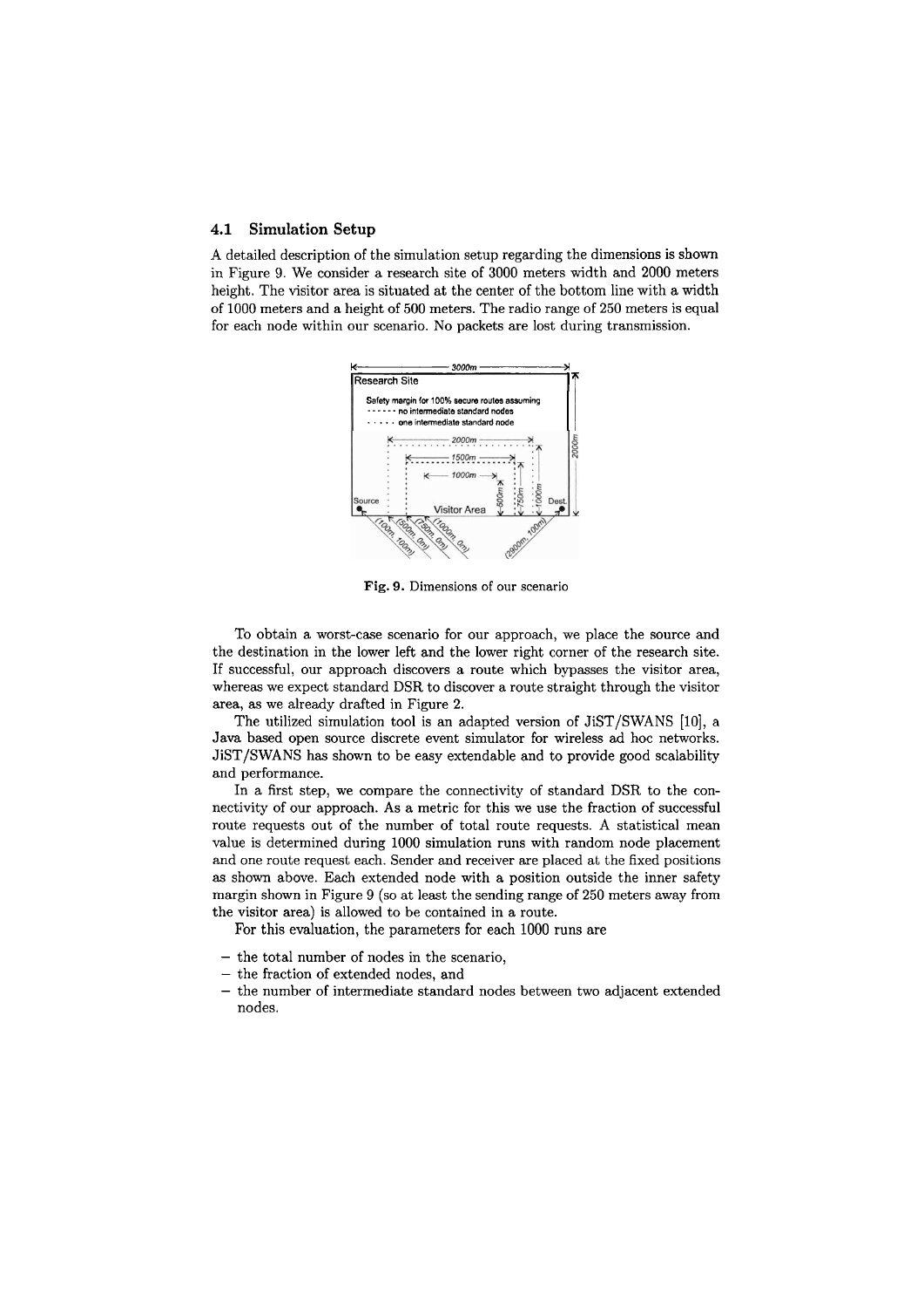### 4.1 Simulation Setup

A detailed description of the simulation setup regarding the dimensions is shown in Figure 9. We consider a research site of 3000 meters width and 2000 meters height. The visitor area is situated at the center of the bottom line with a width of 1000 meters and a height of 500 meters. The radio range of 250 meters is equal for each node within our scenario. No packets are lost during transmission.

Fig. 9. Dimensions of our scenario

To obtain a worst-case scenario for our approach, we place the source and the destination in the lower left and the lower right corner of the research site. If successful, our approach discovers a route which bypasses the visitor area, whereas we expect standard DSR to discover a route straight through the visitor area, as we already drafted in Figure 2.

The utilized simulation tool is an adapted version of JiST/SWANS [10], a Java based open source discrete event simulator for wireless ad hoc networks. JiST/SWANS has shown to be easy extendable and to provide good scalability and performance.

In a first step, we compare the connectivity of standard DSR to the connectivity of our approach. As a metric for this we use the fraction of successful route requests out of the number of total route requests. A statistical mean value is determined during 1000 simulation runs with random node placement and one route request each. Sender and receiver are placed at the fixed positions as shown above. Each extended node with a position outside the inner safety margin shown in Figure 9 (so at least the sending range of 250 meters away from the visitor area) is allowed to be contained in a route.

For this evaluation, the parameters for each 1000 runs are

- the total number of nodes in the scenario,
- the fraction of extended nodes, and
- the number of intermediate standard nodes between two adjacent extended nodes.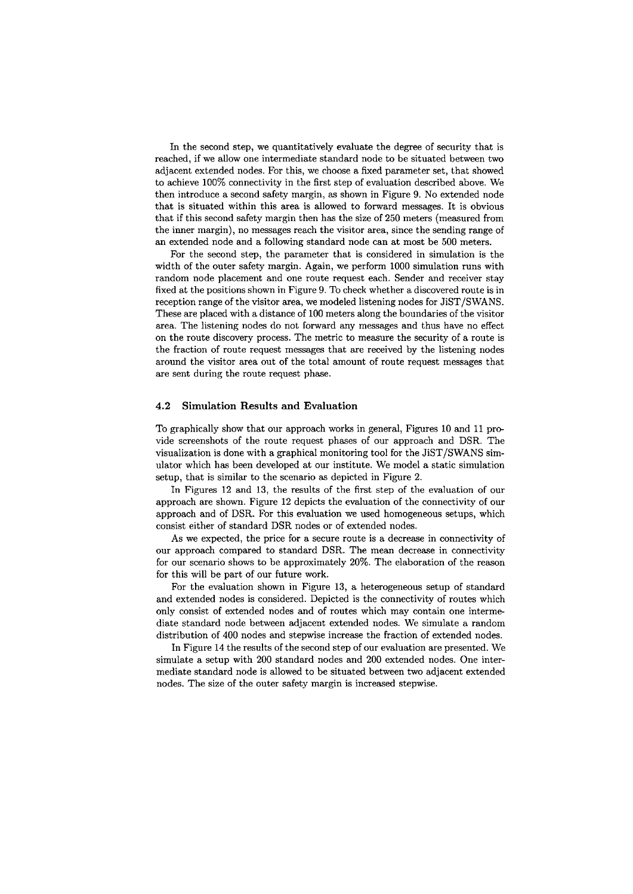In the second step, we quantitatively evaluate the degree of security that is reached, if we allow one intermediate standard node to be situated between two adjacent extended nodes. For this, we choose a fixed parameter set, that showed to achieve 100% connectivity in the first step of evaluation described above. We then introduce a second safety margin, as shown in Figure 9. No extended node that is situated within this area is allowed to forward messages. It is obvious that if this second safety margin then has the size of 250 meters (measured from the inner margin), no messages reach the visitor area, since the sending range of an extended node and a following standard node can at most be 500 meters.

For the second step, the parameter that is considered in simulation is the width of the outer safety margin. Again, we perform 1000 simulation runs with random node placement and one route request each. Sender and receiver stay fixed at the positions shown in Figure 9. To check whether a discovered route is in reception range of the visitor area, we modeled listening nodes for JiST/SWANS. These are placed with a distance of 100 meters along the boundaries of the visitor area. The listening nodes do not forward any messages and thus have no effect on the route discovery process. The metric to measure the security of a route is the fraction of route request messages that are received by the listening nodes around the visitor area out of the total amount of route request messages that are sent during the route request phase.

### 4.2 Simulation Results and Evaluation

To graphically show that our approach works in general, Figures 10 and 11 provide screenshots of the route request phases of our approach and DSR. The visualization is done with a graphical monitoring tool for the JiST/SWANS simulator which has been developed at our institute. We model a static simulation setup, that is similar to the scenario as depicted in Figure 2.

In Figures 12 and 13, the results of the first step of the evaluation of our approach are shown. Figure 12 depicts the evaluation of the connectivity of our approach and of DSR. For this evaluation we used homogeneous setups, which consist either of standard DSR nodes or of extended nodes.

As we expected, the price for a secure route is a decrease in connectivity of our approach compared to standard DSR. The mean decrease in connectivity for our scenario shows to be approximately 20%. The elaboration of the reason for this will be part of our future work.

For the evaluation shown in Figure 13, a heterogeneous setup of standard and extended nodes is considered. Depicted is the connectivity of routes which only consist of extended nodes and of routes which may contain one intermediate standard node between adjacent extended nodes. We simulate a random distribution of 400 nodes and stepwise increase the fraction of extended nodes.

In Figure 14 the results of the second step of our evaluation are presented. We simulate a setup with 200 standard nodes and 200 extended nodes. One intermediate standard node is allowed to be situated between two adjacent extended nodes. The size of the outer safety margin is increased stepwise.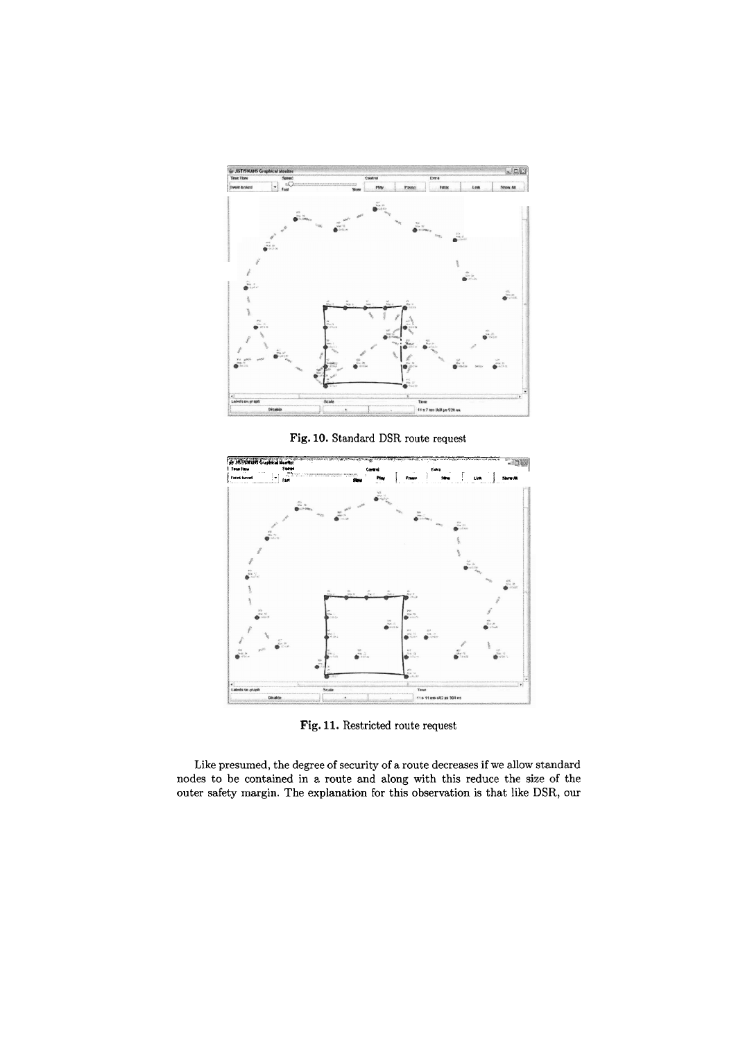Fig. 10. Standard DSR route request

Fig. 11. Restricted route request

Like presumed, the degree of security of a route decreases if we allow standard nodes to be contained in a route and along with this reduce the size of the outer safety margin. The explanation for this observation is that like DSR, our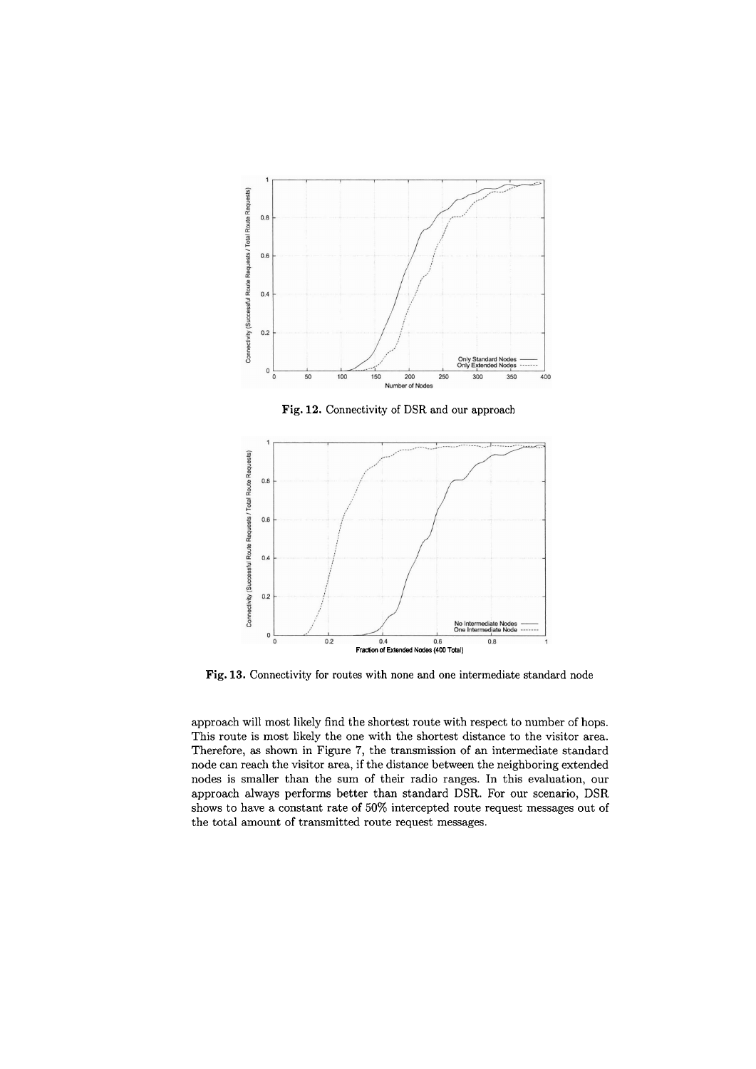Fig. 12. Connectivity of DSR and our approach

Fig. 13. Connectivity for routes with none and one intermediate standard node

approach will most likely find the shortest route with respect to number of hops. This route is most likely the one with the shortest distance to the visitor area. Therefore, as shown in Figure 7, the transmission of an intermediate standard node can reach the visitor area, if the distance between the neighboring extended nodes is smaller than the sum of their radio ranges. In this evaluation, our approach always performs better than standard DSR. For our scenario, DSR shows to have a constant rate of 50% intercepted route request messages out of the total amount of transmitted route request messages.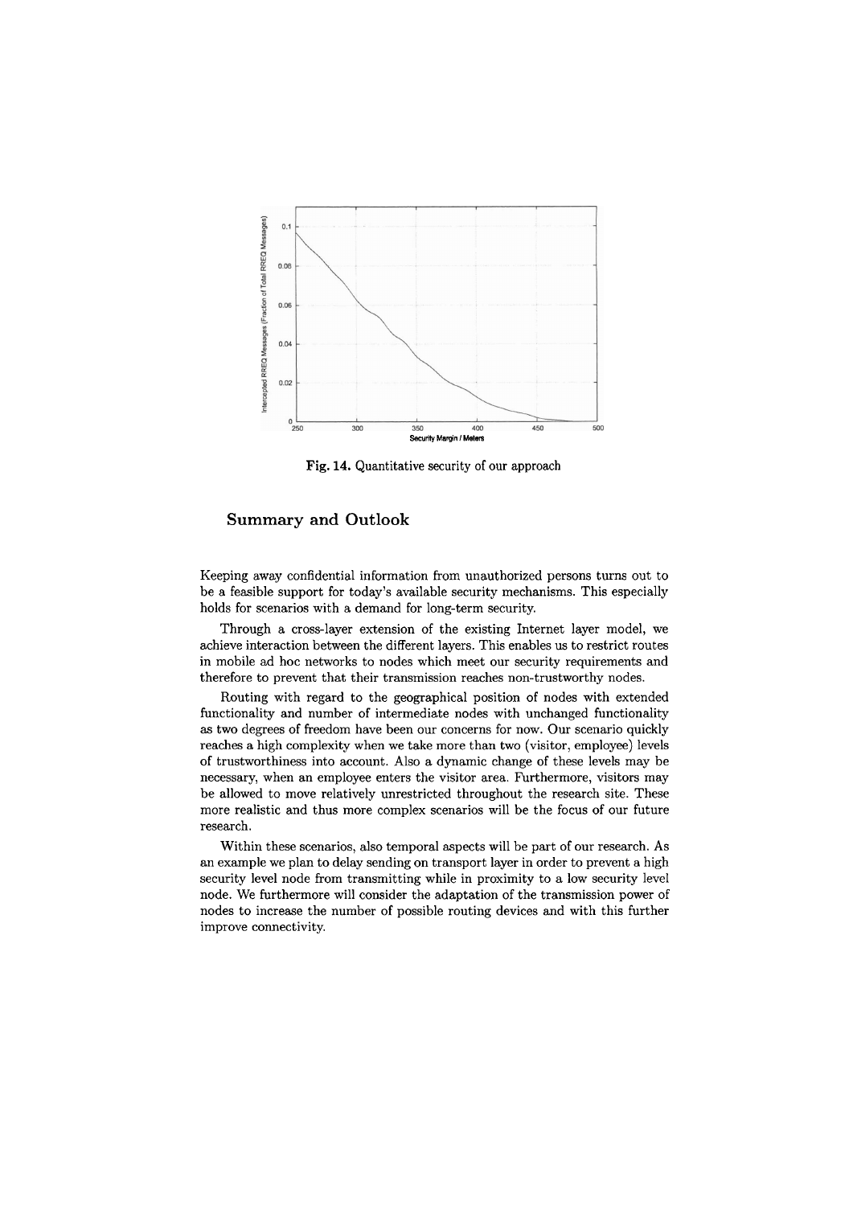Fig. 14. Quantitative security of our approach

## Summary and Outlook

Keeping away confidential information from unauthorized persons turns out to be a feasible support for today's available security mechanisms. This especially holds for scenarios with a demand for long-term security.

Through a cross-layer extension of the existing Internet layer model, we achieve interaction between the different layers. This enables us to restrict routes in mobile ad hoc networks to nodes which meet our security requirements and therefore to prevent that their transmission reaches non-trustworthy nodes.

Routing with regard to the geographical position of nodes with extended functionality and number of intermediate nodes with unchanged functionality as two degrees of freedom have been our concerns for now. Our scenario quickly reaches a high complexity when we take more than two (visitor, employee) levels of trustworthiness into account. Also a dynamic change of these levels may be necessary, when an employee enters the visitor area. Furthermore, visitors may be allowed to move relatively unrestricted throughout the research site. These more realistic and thus more complex scenarios will be the focus of our future research.

Within these scenarios, also temporal aspects will be part of our research. As an example we plan to delay sending on transport layer in order to prevent a high security level node from transmitting while in proximity to a low security level node. We furthermore will consider the adaptation of the transmission power of nodes to increase the number of possible routing devices and with this further improve connectivity.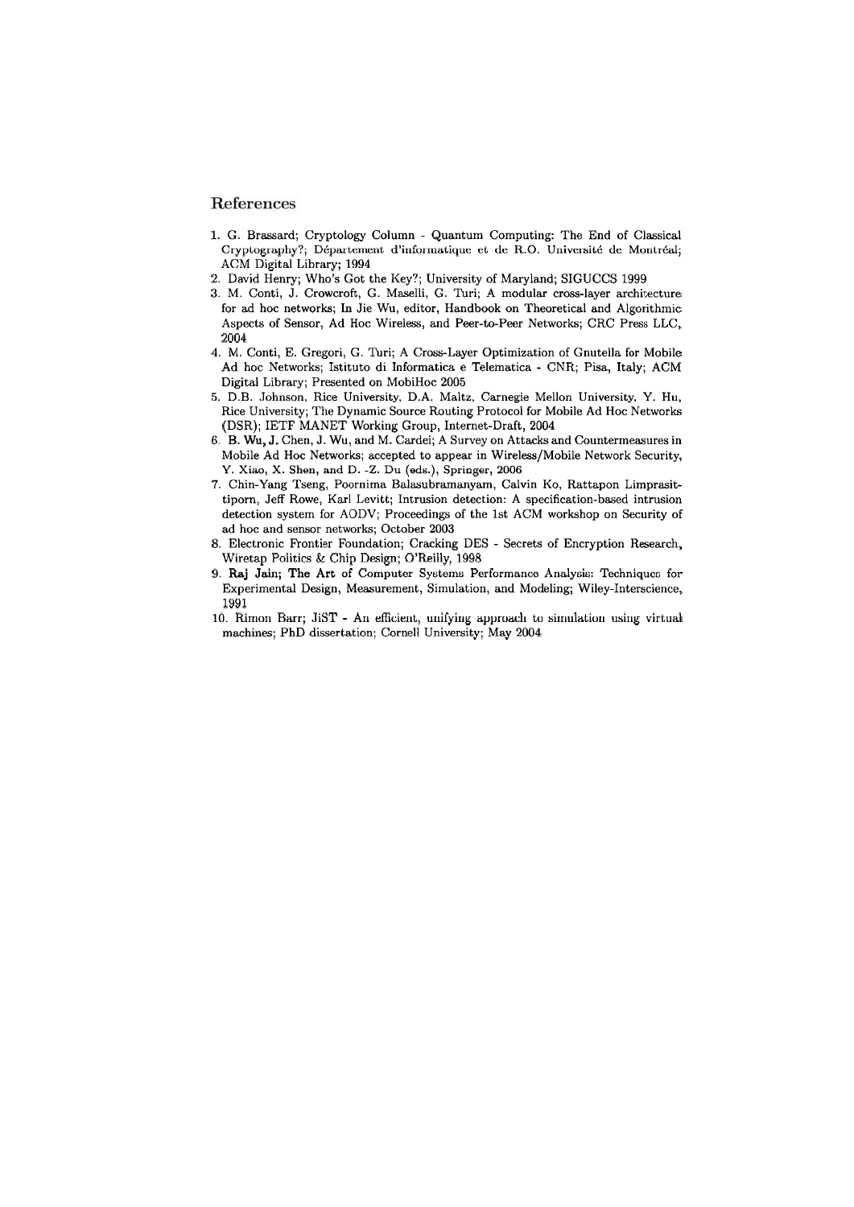# References

1. G. Brassard; Cryptology Column - Quantum Computing: The End of Classical Cryptography?; Département d'informatique et de R.O. Université de Montréal; ACM Digital Library; 1994
2. David Henry; Who's Got the Key?; University of Maryland; SIGUCCS 1999
3. M. Conti, J. Crowcroft, G. Maselli, G. Turi; A modular cross-layer architecture for ad hoc networks; In Jie Wu, editor, Handbook on Theoretical and Algorithmic Aspects of Sensor, Ad Hoc Wireless, and Peer-to-Peer Networks; CRC Press LLC, 2004
4. M. Conti, E. Gregori, G. Turi; A Cross-Layer Optimization of Gnutella for Mobile Ad hoc Networks; Istituto di Informatica e Telematica - CNR; Pisa, Italy; ACM Digital Library; Presented on MobiHoc 2005
5. D.B. Johnson, Rice University, D.A. Maltz, Carnegie Mellon University, Y. Hu, Rice University; The Dynamic Source Routing Protocol for Mobile Ad Hoc Networks (DSR); IETF MANET Working Group, Internet-Draft, 2004
6. B. Wu, J. Chen, J. Wu, and M. Cardei; A Survey on Attacks and Countermeasures in Mobile Ad Hoc Networks; accepted to appear in Wireless/Mobile Network Security, Y. Xiao, X. Shen, and D. -Z. Du (eds.), Springer, 2006
7. Chin-Yang Tseng, Poornima Balasubramanyam, Calvin Ko, Rattapon Limprasittiporn, Jeff Rowe, Karl Levitt; Intrusion detection: A specification-based intrusion detection system for AODV; Proceedings of the 1st ACM workshop on Security of ad hoc and sensor networks; October 2003
8. Electronic Frontier Foundation; Cracking DES - Secrets of Encryption Research, Wiretap Politics & Chip Design; O'Reilly, 1998
9. Raj Jain; The Art of Computer Systems Performance Analysis: Techniques for Experimental Design, Measurement, Simulation, and Modeling; Wiley-Interscience, 1991
10. Rimon Barr; JiST - An efficient, unifying approach to simulation using virtual machines; PhD dissertation; Cornell University; May 2004